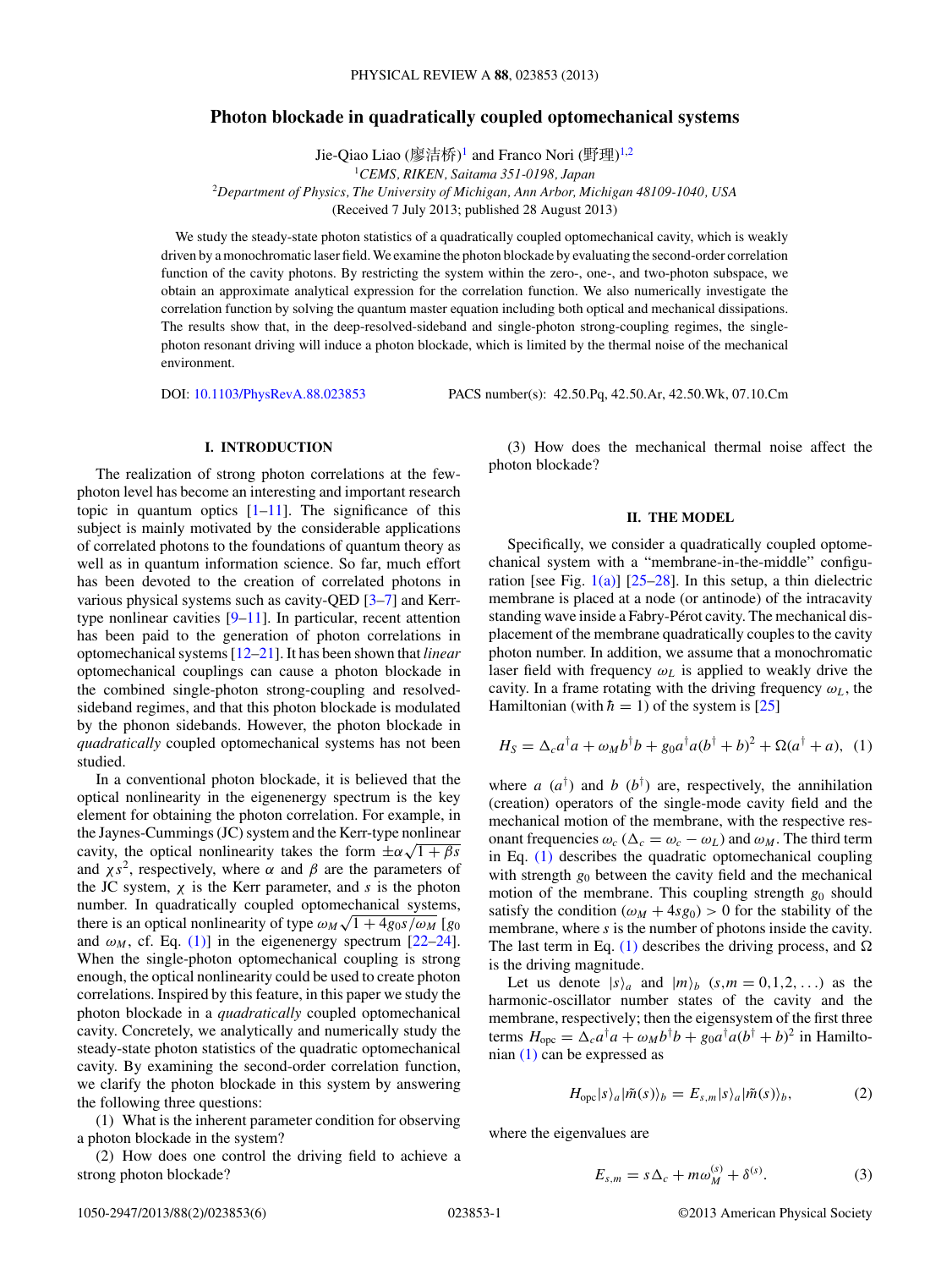# Photon blockade in quadratically coupled optomechanical systems

Jie-Qiao Liao (廖洁桥)[1] and Franco Nori (野理)[1,2]

[1]*CEMS, RIKEN, Saitama 351-0198, Japan*

[2]*Department of Physics, The University of Michigan, Ann Arbor, Michigan 48109-1040, USA*

(Received 7 July 2013; published 28 August 2013)

We study the steady-state photon statistics of a quadratically coupled optomechanical cavity, which is weakly driven by a monochromatic laser field. We examine the photon blockade by evaluating the second-order correlation function of the cavity photons. By restricting the system within the zero-, one-, and two-photon subspace, we obtain an approximate analytical expression for the correlation function. We also numerically investigate the correlation function by solving the quantum master equation including both optical and mechanical dissipations. The results show that, in the deep-resolved-sideband and single-photon strong-coupling regimes, the single-photon resonant driving will induce a photon blockade, which is limited by the thermal noise of the mechanical environment.

DOI: 10.1103/PhysRevA.88.023853 PACS number(s): 42.50.Pq, 42.50.Ar, 42.50.Wk, 07.10.Cm

## I. INTRODUCTION

The realization of strong photon correlations at the few-photon level has become an interesting and important research topic in quantum optics [1–11]. The significance of this subject is mainly motivated by the considerable applications of correlated photons to the foundations of quantum theory as well as in quantum information science. So far, much effort has been devoted to the creation of correlated photons in various physical systems such as cavity-QED [3–7] and Kerr-type nonlinear cavities [9–11]. In particular, recent attention has been paid to the generation of photon correlations in optomechanical systems [12–21]. It has been shown that *linear* optomechanical couplings can cause a photon blockade in the combined single-photon strong-coupling and resolved-sideband regimes, and that this photon blockade is modulated by the phonon sidebands. However, the photon blockade in *quadratically* coupled optomechanical systems has not been studied.

In a conventional photon blockade, it is believed that the optical nonlinearity in the eigenenergy spectrum is the key element for obtaining the photon correlation. For example, in the Jaynes-Cummings (JC) system and the Kerr-type nonlinear cavity, the optical nonlinearity takes the form $\pm\alpha\sqrt{1+\beta s}$ and $\chi s^2$, respectively, where $\alpha$ and $\beta$ are the parameters of the JC system, $\chi$ is the Kerr parameter, and $s$ is the photon number. In quadratically coupled optomechanical systems, there is an optical nonlinearity of type $\omega_M\sqrt{1+4g_0 s/\omega_M}$ [$g_0$ and $\omega_M$, cf. Eq. (1)] in the eigenenergy spectrum [22–24]. When the single-photon optomechanical coupling is strong enough, the optical nonlinearity could be used to create photon correlations. Inspired by this feature, in this paper we study the photon blockade in a *quadratically* coupled optomechanical cavity. Concretely, we analytically and numerically study the steady-state photon statistics of the quadratic optomechanical cavity. By examining the second-order correlation function, we clarify the photon blockade in this system by answering the following three questions:

(1) What is the inherent parameter condition for observing a photon blockade in the system?

(2) How does one control the driving field to achieve a strong photon blockade?

(3) How does the mechanical thermal noise affect the photon blockade?

## II. THE MODEL

Specifically, we consider a quadratically coupled optomechanical system with a "membrane-in-the-middle" configuration [see Fig. 1(a)] [25–28]. In this setup, a thin dielectric membrane is placed at a node (or antinode) of the intracavity standing wave inside a Fabry-Pérot cavity. The mechanical displacement of the membrane quadratically couples to the cavity photon number. In addition, we assume that a monochromatic laser field with frequency $\omega_L$ is applied to weakly drive the cavity. In a frame rotating with the driving frequency $\omega_L$, the Hamiltonian (with $\hbar = 1$) of the system is [25]

$$H_S = \Delta_c a^\dagger a + \omega_M b^\dagger b + g_0 a^\dagger a (b^\dagger + b)^2 + \Omega(a^\dagger + a), \quad (1)$$

where $a$ ($a^\dagger$) and $b$ ($b^\dagger$) are, respectively, the annihilation (creation) operators of the single-mode cavity field and the mechanical motion of the membrane, with the respective resonant frequencies $\omega_c$ ($\Delta_c = \omega_c - \omega_L$) and $\omega_M$. The third term in Eq. (1) describes the quadratic optomechanical coupling with strength $g_0$ between the cavity field and the mechanical motion of the membrane. This coupling strength $g_0$ should satisfy the condition $(\omega_M + 4sg_0) > 0$ for the stability of the membrane, where $s$ is the number of photons inside the cavity. The last term in Eq. (1) describes the driving process, and $\Omega$ is the driving magnitude.

Let us denote $|s\rangle_a$ and $|m\rangle_b$ $(s,m = 0,1,2,\ldots)$ as the harmonic-oscillator number states of the cavity and the membrane, respectively; then the eigensystem of the first three terms $H_{\text{opc}} = \Delta_c a^\dagger a + \omega_M b^\dagger b + g_0 a^\dagger a (b^\dagger + b)^2$ in Hamiltonian (1) can be expressed as

$$H_{\text{opc}} |s\rangle_a |\tilde{m}(s)\rangle_b = E_{s,m} |s\rangle_a |\tilde{m}(s)\rangle_b, \quad (2)$$

where the eigenvalues are

$$E_{s,m} = s\Delta_c + m\omega_M^{(s)} + \delta^{(s)}. \quad (3)$$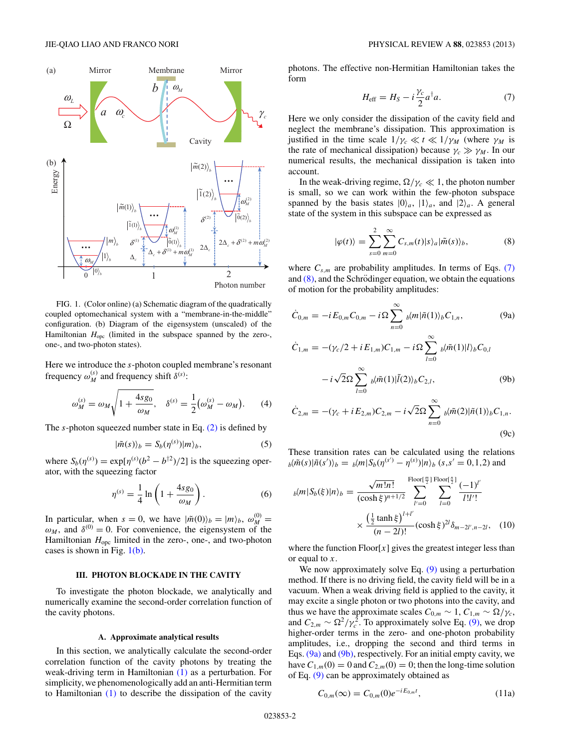FIG. 1. (Color online) (a) Schematic diagram of the quadratically coupled optomechanical system with a “membrane-in-the-middle” configuration. (b) Diagram of the eigensystem (unscaled) of the Hamiltonian $H_{\rm opc}$ (limited in the subspace spanned by the zero-, one-, and two-photon states).

Here we introduce the $s$-photon coupled membrane's resonant frequency $\omega_M^{(s)}$ and frequency shift $\delta^{(s)}$:

$$\omega_M^{(s)} = \omega_M\sqrt{1+\frac{4sg_0}{\omega_M}}, \quad \delta^{(s)} = \frac{1}{2}\left(\omega_M^{(s)} - \omega_M\right). \tag{4}$$

The $s$-photon squeezed number state in Eq. (2) is defined by

$$|\tilde{m}(s)\rangle_b = S_b(\eta^{(s)})|m\rangle_b, \tag{5}$$

where $S_b(\eta^{(s)}) = \exp[\eta^{(s)}(b^2 - b^{\dagger 2})/2]$ is the squeezing operator, with the squeezing factor

$$\eta^{(s)} = \frac{1}{4}\ln\left(1+\frac{4sg_0}{\omega_M}\right). \tag{6}$$

In particular, when $s=0$, we have $|\tilde{m}(0)\rangle_b = |m\rangle_b$, $\omega_M^{(0)} = \omega_M$, and $\delta^{(0)} = 0$. For convenience, the eigensystem of the Hamiltonian $H_{\rm opc}$ limited in the zero-, one-, and two-photon cases is shown in Fig. 1(b).

## III. PHOTON BLOCKADE IN THE CAVITY

To investigate the photon blockade, we analytically and numerically examine the second-order correlation function of the cavity photons.

### A. Approximate analytical results

In this section, we analytically calculate the second-order correlation function of the cavity photons by treating the weak-driving term in Hamiltonian (1) as a perturbation. For simplicity, we phenomenologically add an anti-Hermitian term to Hamiltonian (1) to describe the dissipation of the cavity photons. The effective non-Hermitian Hamiltonian takes the form

$$H_{\rm eff} = H_S - i\frac{\gamma_c}{2}a^\dagger a. \tag{7}$$

Here we only consider the dissipation of the cavity field and neglect the membrane's dissipation. This approximation is justified in the time scale $1/\gamma_c \ll t \ll 1/\gamma_M$ (where $\gamma_M$ is the rate of mechanical dissipation) because $\gamma_c \gg \gamma_M$. In our numerical results, the mechanical dissipation is taken into account.

In the weak-driving regime, $\Omega/\gamma_c \ll 1$, the photon number is small, so we can work within the few-photon subspace spanned by the basis states $|0\rangle_a$, $|1\rangle_a$, and $|2\rangle_a$. A general state of the system in this subspace can be expressed as

$$|\varphi(t)\rangle = \sum_{s=0}^{2}\sum_{m=0}^{\infty} C_{s,m}(t)|s\rangle_a|\tilde{m}(s)\rangle_b, \tag{8}$$

where $C_{s,m}$ are probability amplitudes. In terms of Eqs. (7) and (8), and the Schrödinger equation, we obtain the equations of motion for the probability amplitudes:

$$\dot{C}_{0,m} = -iE_{0,m}C_{0,m} - i\Omega\sum_{n=0}^{\infty} {}_b\langle m|\tilde{n}(1)\rangle_b C_{1,n}, \tag{9a}$$

$$\dot{C}_{1,m} = -(\gamma_c/2 + iE_{1,m})C_{1,m} - i\Omega\sum_{l=0}^{\infty} {}_b\langle \tilde{m}(1)|l\rangle_b C_{0,l} - i\sqrt{2}\Omega\sum_{l=0}^{\infty} {}_b\langle \tilde{m}(1)|\tilde{l}(2)\rangle_b C_{2,l}, \tag{9b}$$

$$\dot{C}_{2,m} = -(\gamma_c + iE_{2,m})C_{2,m} - i\sqrt{2}\Omega\sum_{n=0}^{\infty} {}_b\langle \tilde{m}(2)|\tilde{n}(1)\rangle_b C_{1,n}. \tag{9c}$$

These transition rates can be calculated using the relations ${}_b\langle \tilde{m}(s)|\tilde{n}(s')\rangle_b = {}_b\langle m|S_b(\eta^{(s')} - \eta^{(s)})|n\rangle_b$ $(s,s' = 0,1,2)$ and

$$ {}_b\langle m|S_b(\xi)|n\rangle_b = \frac{\sqrt{m!n!}}{(\cosh\xi)^{n+1/2}}\sum_{l'=0}^{{\rm Floor}[\frac{m}{2}]}\sum_{l=0}^{{\rm Floor}[\frac{n}{2}]}\frac{(-1)^{l'}}{l!l'!} \times \frac{\left(\frac{1}{2}\tanh\xi\right)^{l+l'}}{(n-2l)!}(\cosh\xi)^{2l}\delta_{m-2l',n-2l}, \tag{10}$$

where the function Floor$[x]$ gives the greatest integer less than or equal to $x$.

We now approximately solve Eq. (9) using a perturbation method. If there is no driving field, the cavity field will be in a vacuum. When a weak driving field is applied to the cavity, it may excite a single photon or two photons into the cavity, and thus we have the approximate scales $C_{0,m} \sim 1$, $C_{1,m} \sim \Omega/\gamma_c$, and $C_{2,m} \sim \Omega^2/\gamma_c^2$. To approximately solve Eq. (9), we drop higher-order terms in the zero- and one-photon probability amplitudes, i.e., dropping the second and third terms in Eqs. (9a) and (9b), respectively. For an initial empty cavity, we have $C_{1,m}(0) = 0$ and $C_{2,m}(0) = 0$; then the long-time solution of Eq. (9) can be approximately obtained as

$$C_{0,m}(\infty) = C_{0,m}(0)e^{-iE_{0,m}t}, \tag{11a}$$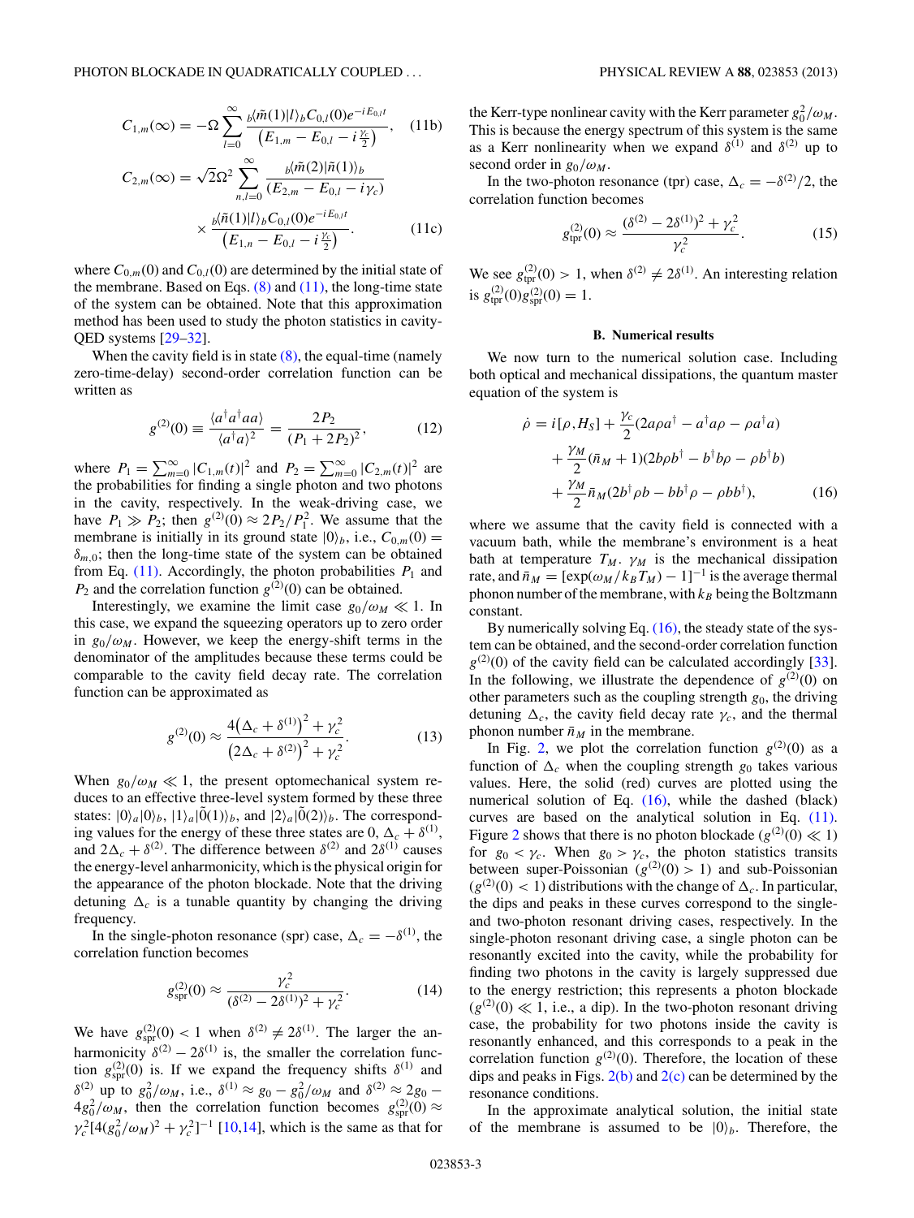$$C_{1,m}(\infty) = -\Omega \sum_{l=0}^{\infty} \frac{{}_b\langle\tilde{m}(1)|l\rangle_b C_{0,l}(0) e^{-iE_{0,l}t}}{\left(E_{1,m} - E_{0,l} - i\frac{\gamma_c}{2}\right)}, \quad (11b)$$

$$C_{2,m}(\infty) = \sqrt{2}\Omega^2 \sum_{n,l=0}^{\infty} \frac{{}_b\langle\tilde{m}(2)|\tilde{n}(1)\rangle_b}{(E_{2,m} - E_{0,l} - i\gamma_c)} \times \frac{{}_b\langle\tilde{n}(1)|l\rangle_b C_{0,l}(0) e^{-iE_{0,l}t}}{\left(E_{1,n} - E_{0,l} - i\frac{\gamma_c}{2}\right)}. \quad (11c)$$

where $C_{0,m}(0)$ and $C_{0,l}(0)$ are determined by the initial state of the membrane. Based on Eqs. (8) and (11), the long-time state of the system can be obtained. Note that this approximation method has been used to study the photon statistics in cavity-QED systems [29–32].

When the cavity field is in state (8), the equal-time (namely zero-time-delay) second-order correlation function can be written as

$$g^{(2)}(0) \equiv \frac{\langle a^\dagger a^\dagger a a\rangle}{\langle a^\dagger a\rangle^2} = \frac{2P_2}{(P_1 + 2P_2)^2}, \quad (12)$$

where $P_1 = \sum_{m=0}^{\infty} |C_{1,m}(t)|^2$ and $P_2 = \sum_{m=0}^{\infty} |C_{2,m}(t)|^2$ are the probabilities for finding a single photon and two photons in the cavity, respectively. In the weak-driving case, we have $P_1 \gg P_2$; then $g^{(2)}(0) \approx 2P_2/P_1^2$. We assume that the membrane is initially in its ground state $|0\rangle_b$, i.e., $C_{0,m}(0) = \delta_{m,0}$; then the long-time state of the system can be obtained from Eq. (11). Accordingly, the photon probabilities $P_1$ and $P_2$ and the correlation function $g^{(2)}(0)$ can be obtained.

Interestingly, we examine the limit case $g_0/\omega_M \ll 1$. In this case, we expand the squeezing operators up to zero order in $g_0/\omega_M$. However, we keep the energy-shift terms in the denominator of the amplitudes because these terms could be comparable to the cavity field decay rate. The correlation function can be approximated as

$$g^{(2)}(0) \approx \frac{4\left(\Delta_c + \delta^{(1)}\right)^2 + \gamma_c^2}{\left(2\Delta_c + \delta^{(2)}\right)^2 + \gamma_c^2}. \quad (13)$$

When $g_0/\omega_M \ll 1$, the present optomechanical system reduces to an effective three-level system formed by these three states: $|0\rangle_a|0\rangle_b$, $|1\rangle_a|\tilde{0}(1)\rangle_b$, and $|2\rangle_a|\tilde{0}(2)\rangle_b$. The corresponding values for the energy of these three states are 0, $\Delta_c + \delta^{(1)}$, and $2\Delta_c + \delta^{(2)}$. The difference between $\delta^{(2)}$ and $2\delta^{(1)}$ causes the energy-level anharmonicity, which is the physical origin for the appearance of the photon blockade. Note that the driving detuning $\Delta_c$ is a tunable quantity by changing the driving frequency.

In the single-photon resonance (spr) case, $\Delta_c = -\delta^{(1)}$, the correlation function becomes

$$g_{\text{spr}}^{(2)}(0) \approx \frac{\gamma_c^2}{(\delta^{(2)} - 2\delta^{(1)})^2 + \gamma_c^2}. \quad (14)$$

We have $g_{\text{spr}}^{(2)}(0) < 1$ when $\delta^{(2)} \neq 2\delta^{(1)}$. The larger the anharmonicity $\delta^{(2)} - 2\delta^{(1)}$ is, the smaller the correlation function $g_{\text{spr}}^{(2)}(0)$ is. If we expand the frequency shifts $\delta^{(1)}$ and $\delta^{(2)}$ up to $g_0^2/\omega_M$, i.e., $\delta^{(1)} \approx g_0 - g_0^2/\omega_M$ and $\delta^{(2)} \approx 2g_0 - 4g_0^2/\omega_M$, then the correlation function becomes $g_{\text{spr}}^{(2)}(0) \approx \gamma_c^2[4(g_0^2/\omega_M)^2 + \gamma_c^2]^{-1}$ [10,14], which is the same as that for the Kerr-type nonlinear cavity with the Kerr parameter $g_0^2/\omega_M$. This is because the energy spectrum of this system is the same as a Kerr nonlinearity when we expand $\delta^{(1)}$ and $\delta^{(2)}$ up to second order in $g_0/\omega_M$.

In the two-photon resonance (tpr) case, $\Delta_c = -\delta^{(2)}/2$, the correlation function becomes

$$g_{\text{tpr}}^{(2)}(0) \approx \frac{(\delta^{(2)} - 2\delta^{(1)})^2 + \gamma_c^2}{\gamma_c^2}. \quad (15)$$

We see $g_{\text{tpr}}^{(2)}(0) > 1$, when $\delta^{(2)} \neq 2\delta^{(1)}$. An interesting relation is $g_{\text{tpr}}^{(2)}(0) g_{\text{spr}}^{(2)}(0) = 1$.

### B. Numerical results

We now turn to the numerical solution case. Including both optical and mechanical dissipations, the quantum master equation of the system is

$$\begin{aligned}\dot{\rho} = {} & i[\rho, H_S] + \frac{\gamma_c}{2}(2a\rho a^\dagger - a^\dagger a\rho - \rho a^\dagger a) \\ & + \frac{\gamma_M}{2}(\bar{n}_M + 1)(2b\rho b^\dagger - b^\dagger b\rho - \rho b^\dagger b) \\ & + \frac{\gamma_M}{2}\bar{n}_M(2b^\dagger \rho b - bb^\dagger \rho - \rho bb^\dagger), \end{aligned} \quad (16)$$

where we assume that the cavity field is connected with a vacuum bath, while the membrane's environment is a heat bath at temperature $T_M$. $\gamma_M$ is the mechanical dissipation rate, and $\bar{n}_M = [\exp(\omega_M/k_B T_M) - 1]^{-1}$ is the average thermal phonon number of the membrane, with $k_B$ being the Boltzmann constant.

By numerically solving Eq. (16), the steady state of the system can be obtained, and the second-order correlation function $g^{(2)}(0)$ of the cavity field can be calculated accordingly [33]. In the following, we illustrate the dependence of $g^{(2)}(0)$ on other parameters such as the coupling strength $g_0$, the driving detuning $\Delta_c$, the cavity field decay rate $\gamma_c$, and the thermal phonon number $\bar{n}_M$ in the membrane.

In Fig. 2, we plot the correlation function $g^{(2)}(0)$ as a function of $\Delta_c$ when the coupling strength $g_0$ takes various values. Here, the solid (red) curves are plotted using the numerical solution of Eq. (16), while the dashed (black) curves are based on the analytical solution in Eq. (11). Figure 2 shows that there is no photon blockade ($g^{(2)}(0) \ll 1$) for $g_0 < \gamma_c$. When $g_0 > \gamma_c$, the photon statistics transits between super-Poissonian ($g^{(2)}(0) > 1$) and sub-Poissonian ($g^{(2)}(0) < 1$) distributions with the change of $\Delta_c$. In particular, the dips and peaks in these curves correspond to the single- and two-photon resonant driving cases, respectively. In the single-photon resonant driving case, a single photon can be resonantly excited into the cavity, while the probability for finding two photons in the cavity is largely suppressed due to the energy restriction; this represents a photon blockade ($g^{(2)}(0) \ll 1$, i.e., a dip). In the two-photon resonant driving case, the probability for two photons inside the cavity is resonantly enhanced, and this corresponds to a peak in the correlation function $g^{(2)}(0)$. Therefore, the location of these dips and peaks in Figs. 2(b) and 2(c) can be determined by the resonance conditions.

In the approximate analytical solution, the initial state of the membrane is assumed to be $|0\rangle_b$. Therefore, the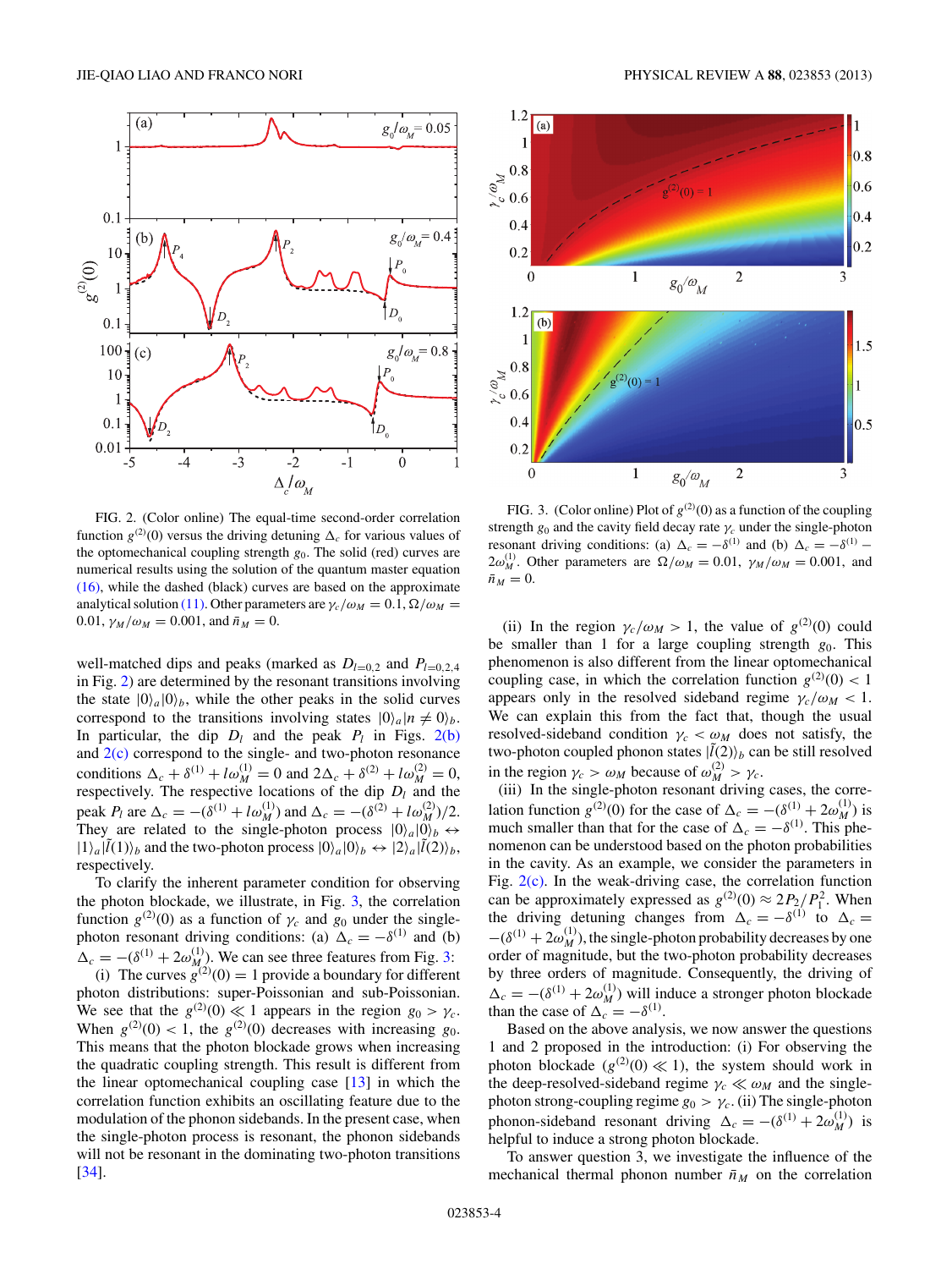FIG. 2. (Color online) The equal-time second-order correlation function $g^{(2)}(0)$ versus the driving detuning $\Delta_c$ for various values of the optomechanical coupling strength $g_0$. The solid (red) curves are numerical results using the solution of the quantum master equation (16), while the dashed (black) curves are based on the approximate analytical solution (11). Other parameters are $\gamma_c/\omega_M = 0.1$, $\Omega/\omega_M = 0.01$, $\gamma_M/\omega_M = 0.001$, and $\bar{n}_M = 0$.

FIG. 3. (Color online) Plot of $g^{(2)}(0)$ as a function of the coupling strength $g_0$ and the cavity field decay rate $\gamma_c$ under the single-photon resonant driving conditions: (a) $\Delta_c = -\delta^{(1)}$ and (b) $\Delta_c = -\delta^{(1)} - 2\omega_M^{(1)}$. Other parameters are $\Omega/\omega_M = 0.01$, $\gamma_M/\omega_M = 0.001$, and $\bar{n}_M = 0$.

well-matched dips and peaks (marked as $D_{l=0,2}$ and $P_{l=0,2,4}$ in Fig. 2) are determined by the resonant transitions involving the state $|0\rangle_a|0\rangle_b$, while the other peaks in the solid curves correspond to the transitions involving states $|0\rangle_a|n \neq 0\rangle_b$. In particular, the dip $D_l$ and the peak $P_l$ in Figs. 2(b) and 2(c) correspond to the single- and two-photon resonance conditions $\Delta_c + \delta^{(1)} + l\omega_M^{(1)} = 0$ and $2\Delta_c + \delta^{(2)} + l\omega_M^{(2)} = 0$, respectively. The respective locations of the dip $D_l$ and the peak $P_l$ are $\Delta_c = -(\delta^{(1)} + l\omega_M^{(1)})$ and $\Delta_c = -(\delta^{(2)} + l\omega_M^{(2)})/2$. They are related to the single-photon process $|0\rangle_a|0\rangle_b \leftrightarrow |1\rangle_a|\tilde{l}(1)\rangle_b$ and the two-photon process $|0\rangle_a|0\rangle_b \leftrightarrow |2\rangle_a|\tilde{l}(2)\rangle_b$, respectively.

To clarify the inherent parameter condition for observing the photon blockade, we illustrate, in Fig. 3, the correlation function $g^{(2)}(0)$ as a function of $\gamma_c$ and $g_0$ under the single-photon resonant driving conditions: (a) $\Delta_c = -\delta^{(1)}$ and (b) $\Delta_c = -(\delta^{(1)} + 2\omega_M^{(1)})$. We can see three features from Fig. 3:

(i) The curves $g^{(2)}(0) = 1$ provide a boundary for different photon distributions: super-Poissonian and sub-Poissonian. We see that the $g^{(2)}(0) \ll 1$ appears in the region $g_0 > \gamma_c$. When $g^{(2)}(0) < 1$, the $g^{(2)}(0)$ decreases with increasing $g_0$. This means that the photon blockade grows when increasing the quadratic coupling strength. This result is different from the linear optomechanical coupling case [13] in which the correlation function exhibits an oscillating feature due to the modulation of the phonon sidebands. In the present case, when the single-photon process is resonant, the phonon sidebands will not be resonant in the dominating two-photon transitions [34].

(ii) In the region $\gamma_c/\omega_M > 1$, the value of $g^{(2)}(0)$ could be smaller than 1 for a large coupling strength $g_0$. This phenomenon is also different from the linear optomechanical coupling case, in which the correlation function $g^{(2)}(0) < 1$ appears only in the resolved sideband regime $\gamma_c/\omega_M < 1$. We can explain this from the fact that, though the usual resolved-sideband condition $\gamma_c < \omega_M$ does not satisfy, the two-photon coupled phonon states $|\tilde{l}(2)\rangle_b$ can be still resolved in the region $\gamma_c > \omega_M$ because of $\omega_M^{(2)} > \gamma_c$.

(iii) In the single-photon resonant driving cases, the correlation function $g^{(2)}(0)$ for the case of $\Delta_c = -(\delta^{(1)} + 2\omega_M^{(1)})$ is much smaller than that for the case of $\Delta_c = -\delta^{(1)}$. This phenomenon can be understood based on the photon probabilities in the cavity. As an example, we consider the parameters in Fig. 2(c). In the weak-driving case, the correlation function can be approximately expressed as $g^{(2)}(0) \approx 2P_2/P_1^2$. When the driving detuning changes from $\Delta_c = -\delta^{(1)}$ to $\Delta_c = -(\delta^{(1)} + 2\omega_M^{(1)})$, the single-photon probability decreases by one order of magnitude, but the two-photon probability decreases by three orders of magnitude. Consequently, the driving of $\Delta_c = -(\delta^{(1)} + 2\omega_M^{(1)})$ will induce a stronger photon blockade than the case of $\Delta_c = -\delta^{(1)}$.

Based on the above analysis, we now answer the questions 1 and 2 proposed in the introduction: (i) For observing the photon blockade ($g^{(2)}(0) \ll 1$), the system should work in the deep-resolved-sideband regime $\gamma_c \ll \omega_M$ and the single-photon strong-coupling regime $g_0 > \gamma_c$. (ii) The single-photon phonon-sideband resonant driving $\Delta_c = -(\delta^{(1)} + 2\omega_M^{(1)})$ is helpful to induce a strong photon blockade.

To answer question 3, we investigate the influence of the mechanical thermal phonon number $\bar{n}_M$ on the correlation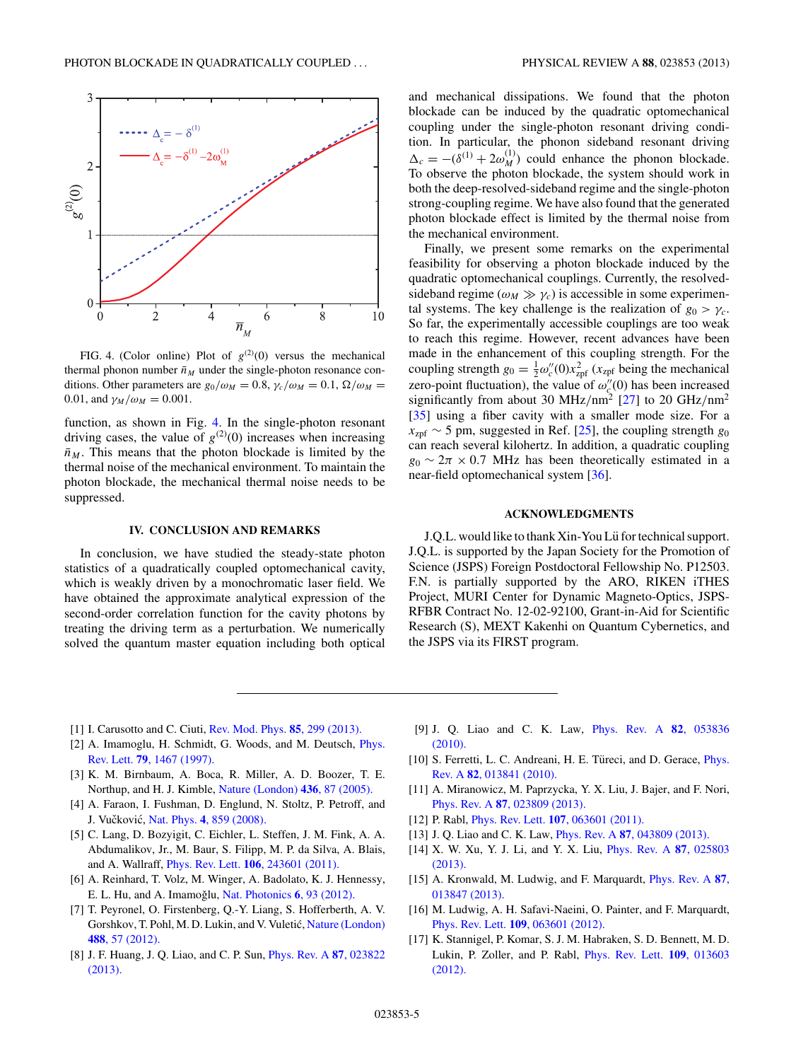FIG. 4. (Color online) Plot of $g^{(2)}(0)$ versus the mechanical thermal phonon number $\bar{n}_M$ under the single-photon resonance conditions. Other parameters are $g_0/\omega_M = 0.8$, $\gamma_c/\omega_M = 0.1$, $\Omega/\omega_M = 0.01$, and $\gamma_M/\omega_M = 0.001$.

function, as shown in Fig. 4. In the single-photon resonant driving cases, the value of $g^{(2)}(0)$ increases when increasing $\bar{n}_M$. This means that the photon blockade is limited by the thermal noise of the mechanical environment. To maintain the photon blockade, the mechanical thermal noise needs to be suppressed.

## IV. CONCLUSION AND REMARKS

In conclusion, we have studied the steady-state photon statistics of a quadratically coupled optomechanical cavity, which is weakly driven by a monochromatic laser field. We have obtained the approximate analytical expression of the second-order correlation function for the cavity photons by treating the driving term as a perturbation. We numerically solved the quantum master equation including both optical and mechanical dissipations. We found that the photon blockade can be induced by the quadratic optomechanical coupling under the single-photon resonant driving condition. In particular, the phonon sideband resonant driving $\Delta_c = -(\delta^{(1)} + 2\omega_M^{(1)})$ could enhance the phonon blockade. To observe the photon blockade, the system should work in both the deep-resolved-sideband regime and the single-photon strong-coupling regime. We have also found that the generated photon blockade effect is limited by the thermal noise from the mechanical environment.

Finally, we present some remarks on the experimental feasibility for observing a photon blockade induced by the quadratic optomechanical couplings. Currently, the resolved-sideband regime ($\omega_M \gg \gamma_c$) is accessible in some experimental systems. The key challenge is the realization of $g_0 > \gamma_c$. So far, the experimentally accessible couplings are too weak to reach this regime. However, recent advances have been made in the enhancement of this coupling strength. For the coupling strength $g_0 = \frac{1}{2}\omega_c''(0)x_{\text{zpf}}^2$ ($x_{\text{zpf}}$ being the mechanical zero-point fluctuation), the value of $\omega_c''(0)$ has been increased significantly from about 30 MHz/nm$^2$ [27] to 20 GHz/nm$^2$ [35] using a fiber cavity with a smaller mode size. For a $x_{\text{zpf}} \sim 5$ pm, suggested in Ref. [25], the coupling strength $g_0$ can reach several kilohertz. In addition, a quadratic coupling $g_0 \sim 2\pi \times 0.7$ MHz has been theoretically estimated in a near-field optomechanical system [36].

## ACKNOWLEDGMENTS

J.Q.L. would like to thank Xin-You Lü for technical support. J.Q.L. is supported by the Japan Society for the Promotion of Science (JSPS) Foreign Postdoctoral Fellowship No. P12503. F.N. is partially supported by the ARO, RIKEN iTHES Project, MURI Center for Dynamic Magneto-Optics, JSPS-RFBR Contract No. 12-02-92100, Grant-in-Aid for Scientific Research (S), MEXT Kakenhi on Quantum Cybernetics, and the JSPS via its FIRST program.

---

[1] I. Carusotto and C. Ciuti, Rev. Mod. Phys. **85**, 299 (2013).
[2] A. Imamoglu, H. Schmidt, G. Woods, and M. Deutsch, Phys. Rev. Lett. **79**, 1467 (1997).
[3] K. M. Birnbaum, A. Boca, R. Miller, A. D. Boozer, T. E. Northup, and H. J. Kimble, Nature (London) **436**, 87 (2005).
[4] A. Faraon, I. Fushman, D. Englund, N. Stoltz, P. Petroff, and J. Vučković, Nat. Phys. **4**, 859 (2008).
[5] C. Lang, D. Bozyigit, C. Eichler, L. Steffen, J. M. Fink, A. A. Abdumalikov, Jr., M. Baur, S. Filipp, M. P. da Silva, A. Blais, and A. Wallraff, Phys. Rev. Lett. **106**, 243601 (2011).
[6] A. Reinhard, T. Volz, M. Winger, A. Badolato, K. J. Hennessy, E. L. Hu, and A. Imamoğlu, Nat. Photonics **6**, 93 (2012).
[7] T. Peyronel, O. Firstenberg, Q.-Y. Liang, S. Hofferberth, A. V. Gorshkov, T. Pohl, M. D. Lukin, and V. Vuletić, Nature (London) **488**, 57 (2012).
[8] J. F. Huang, J. Q. Liao, and C. P. Sun, Phys. Rev. A **87**, 023822 (2013).
[9] J. Q. Liao and C. K. Law, Phys. Rev. A **82**, 053836 (2010).
[10] S. Ferretti, L. C. Andreani, H. E. Türeci, and D. Gerace, Phys. Rev. A **82**, 013841 (2010).
[11] A. Miranowicz, M. Paprzycka, Y. X. Liu, J. Bajer, and F. Nori, Phys. Rev. A **87**, 023809 (2013).
[12] P. Rabl, Phys. Rev. Lett. **107**, 063601 (2011).
[13] J. Q. Liao and C. K. Law, Phys. Rev. A **87**, 043809 (2013).
[14] X. W. Xu, Y. J. Li, and Y. X. Liu, Phys. Rev. A **87**, 025803 (2013).
[15] A. Kronwald, M. Ludwig, and F. Marquardt, Phys. Rev. A **87**, 013847 (2013).
[16] M. Ludwig, A. H. Safavi-Naeini, O. Painter, and F. Marquardt, Phys. Rev. Lett. **109**, 063601 (2012).
[17] K. Stannigel, P. Komar, S. J. M. Habraken, S. D. Bennett, M. D. Lukin, P. Zoller, and P. Rabl, Phys. Rev. Lett. **109**, 013603 (2012).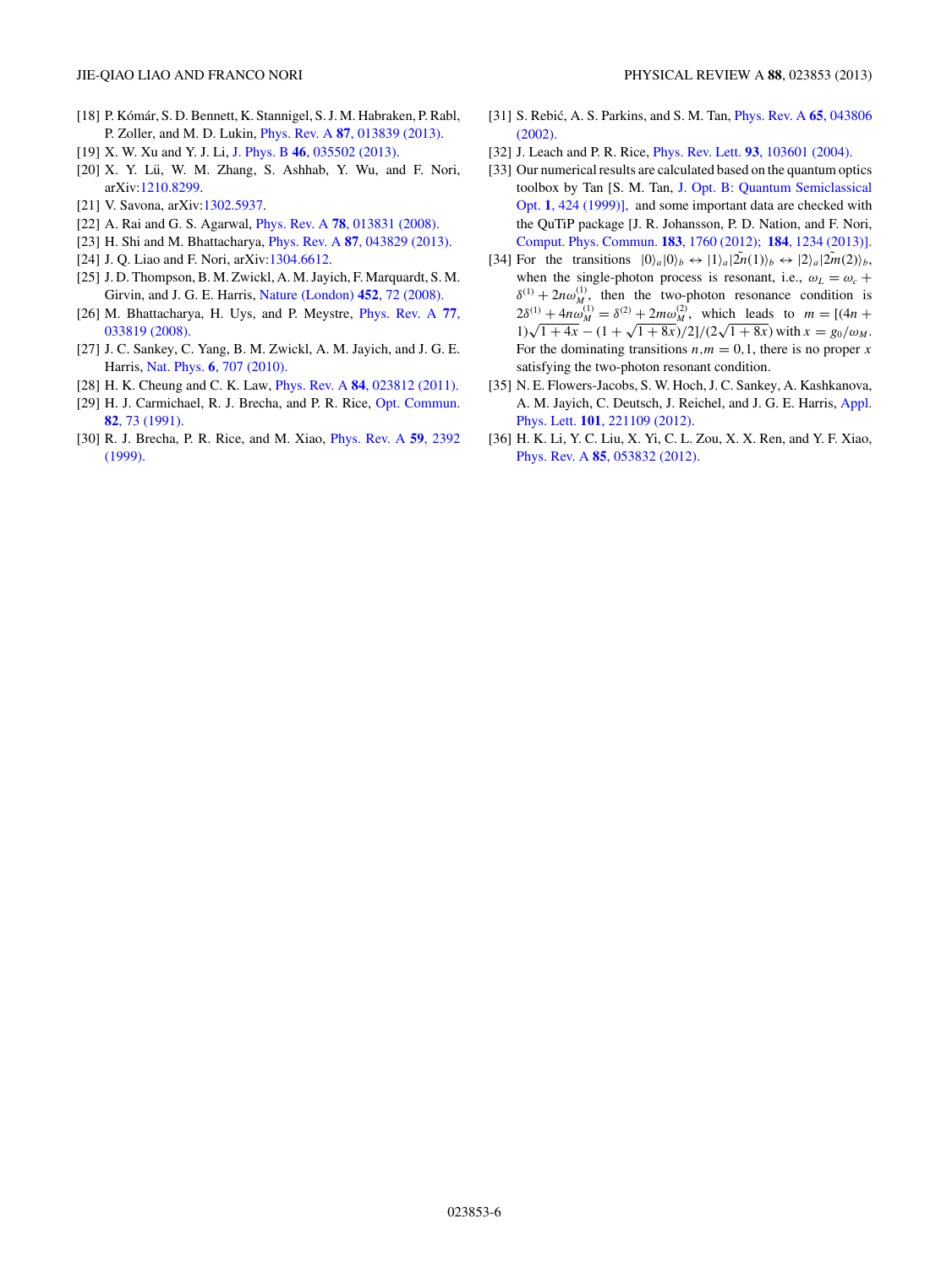[18] P. Kómár, S. D. Bennett, K. Stannigel, S. J. M. Habraken, P. Rabl, P. Zoller, and M. D. Lukin, Phys. Rev. A **87**, 013839 (2013).

[19] X. W. Xu and Y. J. Li, J. Phys. B **46**, 035502 (2013).

[20] X. Y. Lü, W. M. Zhang, S. Ashhab, Y. Wu, and F. Nori, arXiv:1210.8299.

[21] V. Savona, arXiv:1302.5937.

[22] A. Rai and G. S. Agarwal, Phys. Rev. A **78**, 013831 (2008).

[23] H. Shi and M. Bhattacharya, Phys. Rev. A **87**, 043829 (2013).

[24] J. Q. Liao and F. Nori, arXiv:1304.6612.

[25] J. D. Thompson, B. M. Zwickl, A. M. Jayich, F. Marquardt, S. M. Girvin, and J. G. E. Harris, Nature (London) **452**, 72 (2008).

[26] M. Bhattacharya, H. Uys, and P. Meystre, Phys. Rev. A **77**, 033819 (2008).

[27] J. C. Sankey, C. Yang, B. M. Zwickl, A. M. Jayich, and J. G. E. Harris, Nat. Phys. **6**, 707 (2010).

[28] H. K. Cheung and C. K. Law, Phys. Rev. A **84**, 023812 (2011).

[29] H. J. Carmichael, R. J. Brecha, and P. R. Rice, Opt. Commun. **82**, 73 (1991).

[30] R. J. Brecha, P. R. Rice, and M. Xiao, Phys. Rev. A **59**, 2392 (1999).

[31] S. Rebić, A. S. Parkins, and S. M. Tan, Phys. Rev. A **65**, 043806 (2002).

[32] J. Leach and P. R. Rice, Phys. Rev. Lett. **93**, 103601 (2004).

[33] Our numerical results are calculated based on the quantum optics toolbox by Tan [S. M. Tan, J. Opt. B: Quantum Semiclassical Opt. **1**, 424 (1999)], and some important data are checked with the QuTiP package [J. R. Johansson, P. D. Nation, and F. Nori, Comput. Phys. Commun. **183**, 1760 (2012); **184**, 1234 (2013)].

[34] For the transitions $|0\rangle_a|0\rangle_b \leftrightarrow |1\rangle_a|\tilde{2n}(1)\rangle_b \leftrightarrow |2\rangle_a|\tilde{2m}(2)\rangle_b$, when the single-photon process is resonant, i.e., $\omega_L = \omega_c + \delta^{(1)} + 2n\omega_M^{(1)}$, then the two-photon resonance condition is $2\delta^{(1)} + 4n\omega_M^{(1)} = \delta^{(2)} + 2m\omega_M^{(2)}$, which leads to $m = [(4n+1)\sqrt{1+4x} - (1+\sqrt{1+8x})/2]/(2\sqrt{1+8x})$ with $x = g_0/\omega_M$. For the dominating transitions $n,m = 0,1$, there is no proper $x$ satisfying the two-photon resonant condition.

[35] N. E. Flowers-Jacobs, S. W. Hoch, J. C. Sankey, A. Kashkanova, A. M. Jayich, C. Deutsch, J. Reichel, and J. G. E. Harris, Appl. Phys. Lett. **101**, 221109 (2012).

[36] H. K. Li, Y. C. Liu, X. Yi, C. L. Zou, X. X. Ren, and Y. F. Xiao, Phys. Rev. A **85**, 053832 (2012).